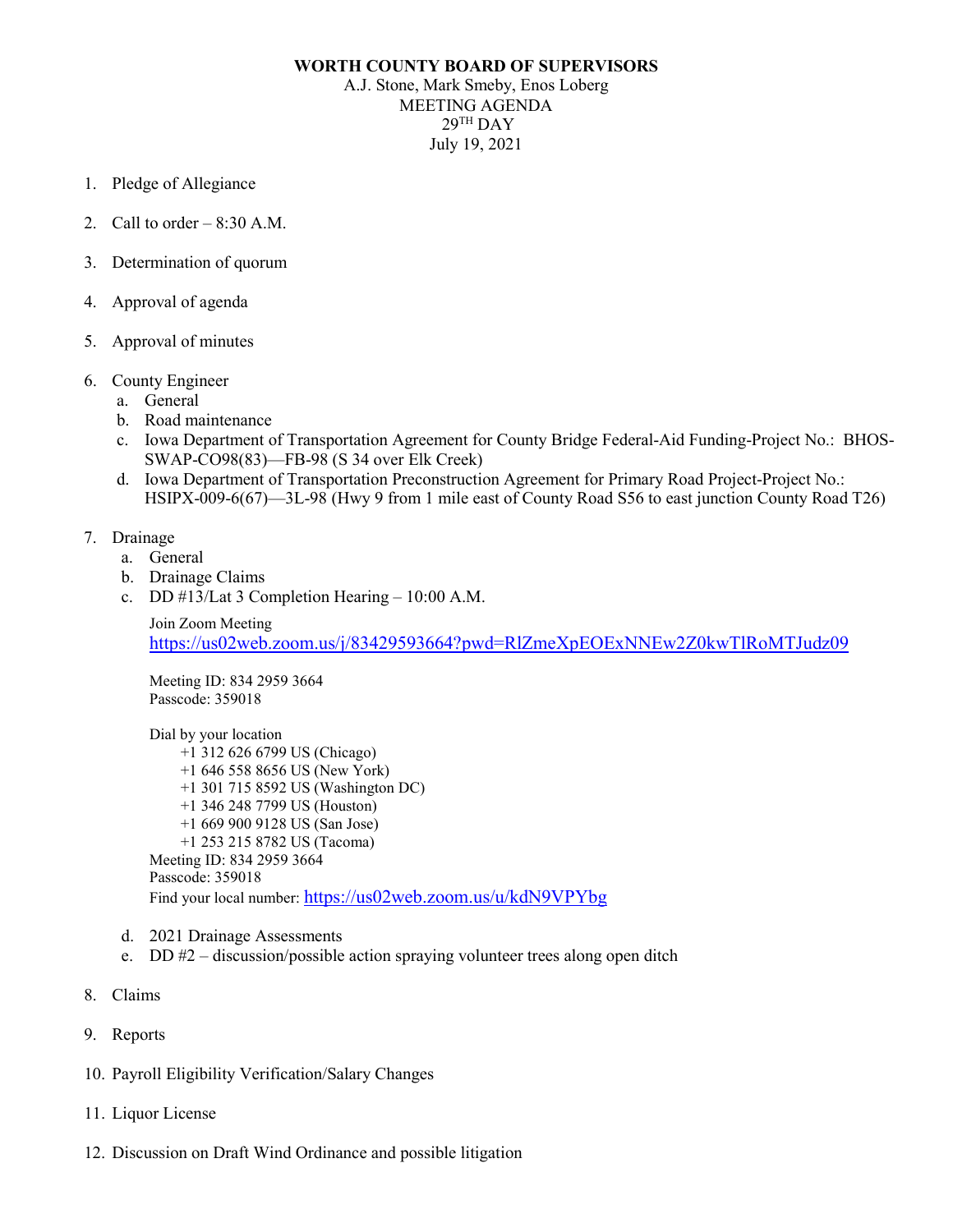**WORTH COUNTY BOARD OF SUPERVISORS**

A.J. Stone, Mark Smeby, Enos Loberg

MEETING AGENDA

29TH DAY

July 19, 2021

1. Pledge of Allegiance
2. Call to order – 8:30 A.M.
3. Determination of quorum
4. Approval of agenda
5. Approval of minutes
6. County Engineer
   a. General
   b. Road maintenance
   c. Iowa Department of Transportation Agreement for County Bridge Federal-Aid Funding-Project No.: BHOS-SWAP-CO98(83)—FB-98 (S 34 over Elk Creek)
   d. Iowa Department of Transportation Preconstruction Agreement for Primary Road Project-Project No.: HSIPX-009-6(67)—3L-98 (Hwy 9 from 1 mile east of County Road S56 to east junction County Road T26)
7. Drainage
   a. General
   b. Drainage Claims
   c. DD #13/Lat 3 Completion Hearing – 10:00 A.M.

      Join Zoom Meeting
      https://us02web.zoom.us/j/83429593664?pwd=RlZmeXpEOExNNEw2Z0kwTlRoMTJudz09

      Meeting ID: 834 2959 3664
      Passcode: 359018

      Dial by your location
      +1 312 626 6799 US (Chicago)
      +1 646 558 8656 US (New York)
      +1 301 715 8592 US (Washington DC)
      +1 346 248 7799 US (Houston)
      +1 669 900 9128 US (San Jose)
      +1 253 215 8782 US (Tacoma)
      Meeting ID: 834 2959 3664
      Passcode: 359018
      Find your local number: https://us02web.zoom.us/u/kdN9VPYbg

   d. 2021 Drainage Assessments
   e. DD #2 – discussion/possible action spraying volunteer trees along open ditch
8. Claims
9. Reports
10. Payroll Eligibility Verification/Salary Changes
11. Liquor License
12. Discussion on Draft Wind Ordinance and possible litigation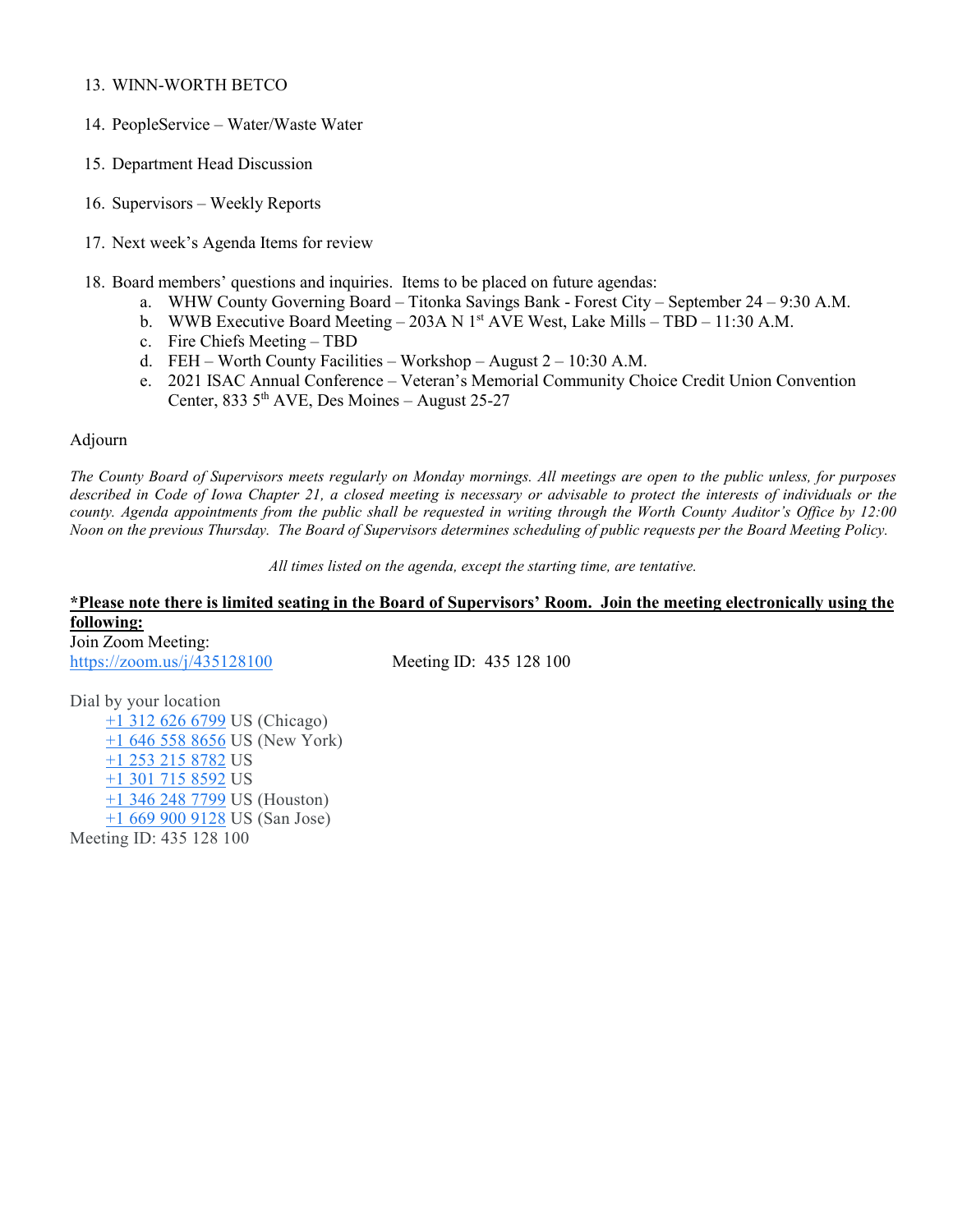13. WINN-WORTH BETCO

14. PeopleService – Water/Waste Water

15. Department Head Discussion

16. Supervisors – Weekly Reports

17. Next week's Agenda Items for review

18. Board members' questions and inquiries. Items to be placed on future agendas:
    a. WHW County Governing Board – Titonka Savings Bank - Forest City – September 24 – 9:30 A.M.
    b. WWB Executive Board Meeting – 203A N 1st AVE West, Lake Mills – TBD – 11:30 A.M.
    c. Fire Chiefs Meeting – TBD
    d. FEH – Worth County Facilities – Workshop – August 2 – 10:30 A.M.
    e. 2021 ISAC Annual Conference – Veteran's Memorial Community Choice Credit Union Convention Center, 833 5th AVE, Des Moines – August 25-27

Adjourn

*The County Board of Supervisors meets regularly on Monday mornings. All meetings are open to the public unless, for purposes described in Code of Iowa Chapter 21, a closed meeting is necessary or advisable to protect the interests of individuals or the county. Agenda appointments from the public shall be requested in writing through the Worth County Auditor's Office by 12:00 Noon on the previous Thursday. The Board of Supervisors determines scheduling of public requests per the Board Meeting Policy.*

*All times listed on the agenda, except the starting time, are tentative.*

**<u>*Please note there is limited seating in the Board of Supervisors' Room. Join the meeting electronically using the following:</u>**

Join Zoom Meeting:
https://zoom.us/j/435128100 Meeting ID: 435 128 100

Dial by your location
- +1 312 626 6799 US (Chicago)
- +1 646 558 8656 US (New York)
- +1 253 215 8782 US
- +1 301 715 8592 US
- +1 346 248 7799 US (Houston)
- +1 669 900 9128 US (San Jose)

Meeting ID: 435 128 100